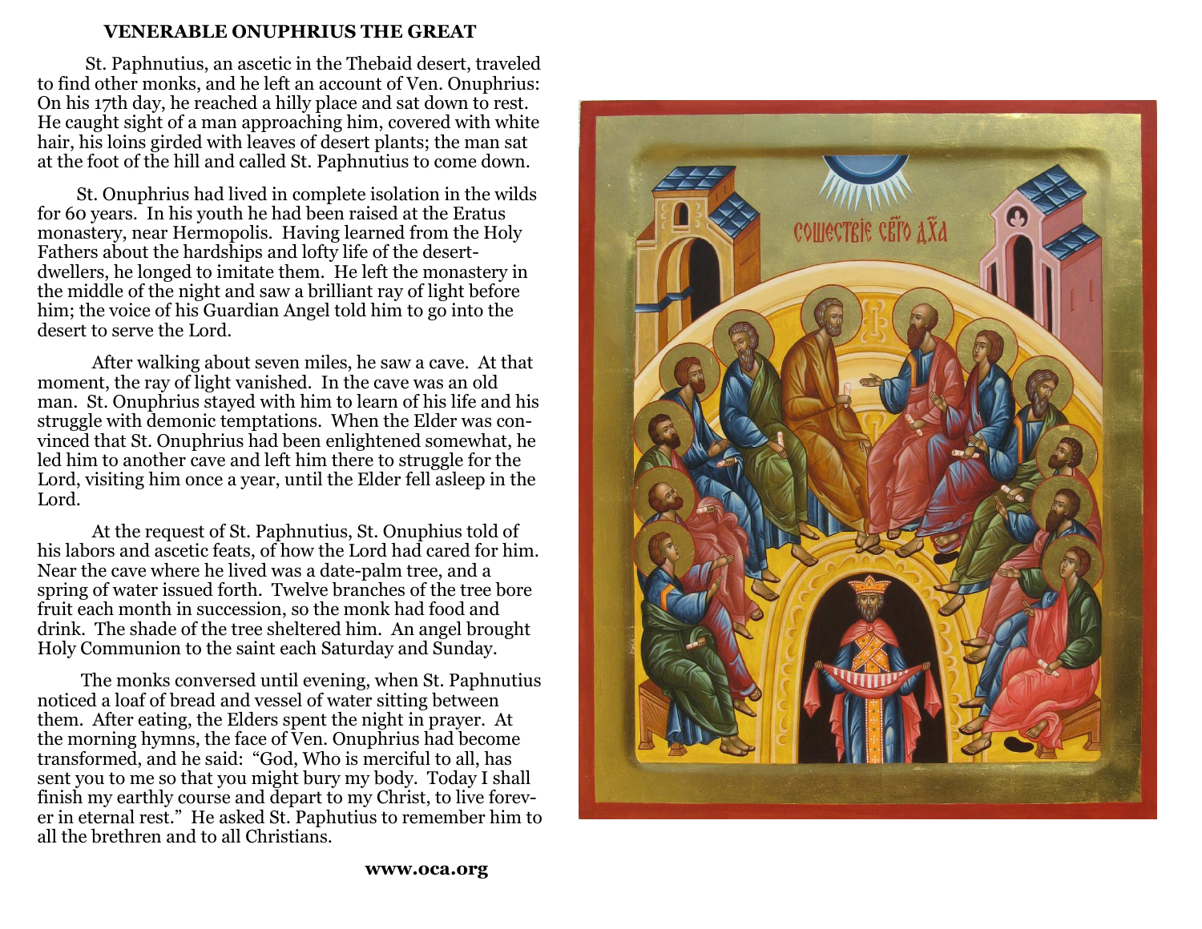# VENERABLE ONUPHRIUS THE GREAT

St. Paphnutius, an ascetic in the Thebaid desert, traveled to find other monks, and he left an account of Ven. Onuphrius: On his 17th day, he reached a hilly place and sat down to rest. He caught sight of a man approaching him, covered with white hair, his loins girded with leaves of desert plants; the man sat at the foot of the hill and called St. Paphnutius to come down.

St. Onuphrius had lived in complete isolation in the wilds for 60 years. In his youth he had been raised at the Eratus monastery, near Hermopolis. Having learned from the Holy Fathers about the hardships and lofty life of the desert-dwellers, he longed to imitate them. He left the monastery in the middle of the night and saw a brilliant ray of light before him; the voice of his Guardian Angel told him to go into the desert to serve the Lord.

After walking about seven miles, he saw a cave. At that moment, the ray of light vanished. In the cave was an old man. St. Onuphrius stayed with him to learn of his life and his struggle with demonic temptations. When the Elder was convinced that St. Onuphrius had been enlightened somewhat, he led him to another cave and left him there to struggle for the Lord, visiting him once a year, until the Elder fell asleep in the Lord.

At the request of St. Paphnutius, St. Onuphius told of his labors and ascetic feats, of how the Lord had cared for him. Near the cave where he lived was a date-palm tree, and a spring of water issued forth. Twelve branches of the tree bore fruit each month in succession, so the monk had food and drink. The shade of the tree sheltered him. An angel brought Holy Communion to the saint each Saturday and Sunday.

The monks conversed until evening, when St. Paphnutius noticed a loaf of bread and vessel of water sitting between them. After eating, the Elders spent the night in prayer. At the morning hymns, the face of Ven. Onuphrius had become transformed, and he said: "God, Who is merciful to all, has sent you to me so that you might bury my body. Today I shall finish my earthly course and depart to my Christ, to live forever in eternal rest." He asked St. Paphutius to remember him to all the brethren and to all Christians.

**www.oca.org**

СОШЕСТВІЕ СВЃО ДХА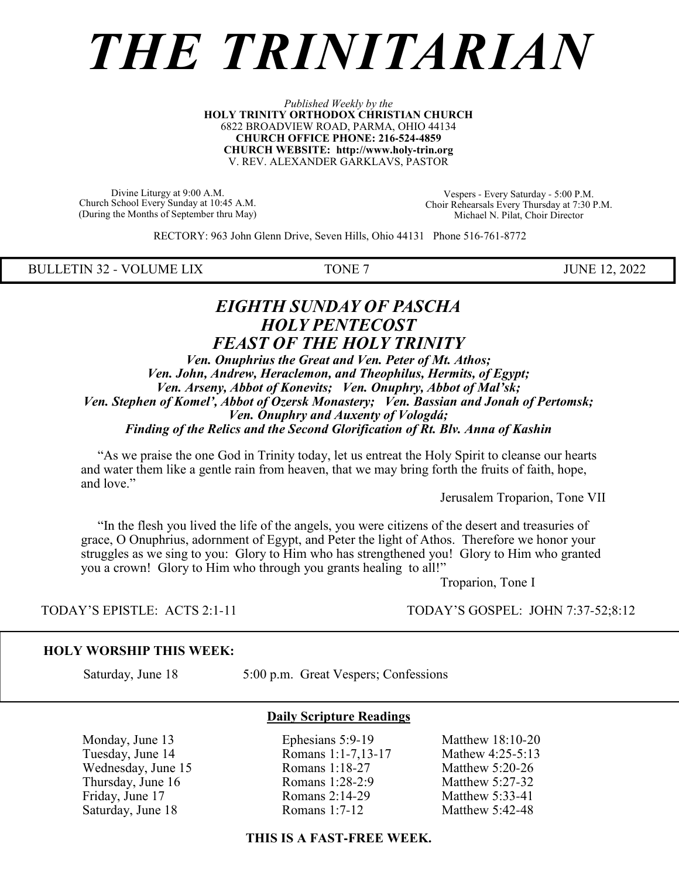# *THE TRINITARIAN*

*Published Weekly by the*
**HOLY TRINITY ORTHODOX CHRISTIAN CHURCH**
6822 BROADVIEW ROAD, PARMA, OHIO 44134
**CHURCH OFFICE PHONE: 216-524-4859**
**CHURCH WEBSITE: http://www.holy-trin.org**
V. REV. ALEXANDER GARKLAVS, PASTOR

Divine Liturgy at 9:00 A.M.
Church School Every Sunday at 10:45 A.M.
(During the Months of September thru May)

Vespers - Every Saturday - 5:00 P.M.
Choir Rehearsals Every Thursday at 7:30 P.M.
Michael N. Pilat, Choir Director

RECTORY: 963 John Glenn Drive, Seven Hills, Ohio 44131 Phone 516-761-8772

BULLETIN 32 - VOLUME LIX | TONE 7 | JUNE 12, 2022

## *EIGHTH SUNDAY OF PASCHA*
## *HOLY PENTECOST*
## *FEAST OF THE HOLY TRINITY*

***Ven. Onuphrius the Great and Ven. Peter of Mt. Athos;***
***Ven. John, Andrew, Heraclemon, and Theophilus, Hermits, of Egypt;***
***Ven. Arseny, Abbot of Konevits; Ven. Onuphry, Abbot of Mal'sk;***
***Ven. Stephen of Komel', Abbot of Ozersk Monastery; Ven. Bassian and Jonah of Pertomsk;***
***Ven. Onuphry and Auxenty of Vologdá;***
***Finding of the Relics and the Second Glorification of Rt. Blv. Anna of Kashin***

"As we praise the one God in Trinity today, let us entreat the Holy Spirit to cleanse our hearts and water them like a gentle rain from heaven, that we may bring forth the fruits of faith, hope, and love."

Jerusalem Troparion, Tone VII

"In the flesh you lived the life of the angels, you were citizens of the desert and treasuries of grace, O Onuphrius, adornment of Egypt, and Peter the light of Athos. Therefore we honor your struggles as we sing to you: Glory to Him who has strengthened you! Glory to Him who granted you a crown! Glory to Him who through you grants healing to all!"

Troparion, Tone I

TODAY'S EPISTLE: ACTS 2:1-11 | TODAY'S GOSPEL: JOHN 7:37-52;8:12

**HOLY WORSHIP THIS WEEK:**

Saturday, June 18 — 5:00 p.m. Great Vespers; Confessions

**Daily Scripture Readings**

| | | |
|---|---|---|
| Monday, June 13 | Ephesians 5:9-19 | Matthew 18:10-20 |
| Tuesday, June 14 | Romans 1:1-7,13-17 | Mathew 4:25-5:13 |
| Wednesday, June 15 | Romans 1:18-27 | Matthew 5:20-26 |
| Thursday, June 16 | Romans 1:28-2:9 | Matthew 5:27-32 |
| Friday, June 17 | Romans 2:14-29 | Matthew 5:33-41 |
| Saturday, June 18 | Romans 1:7-12 | Matthew 5:42-48 |

**THIS IS A FAST-FREE WEEK.**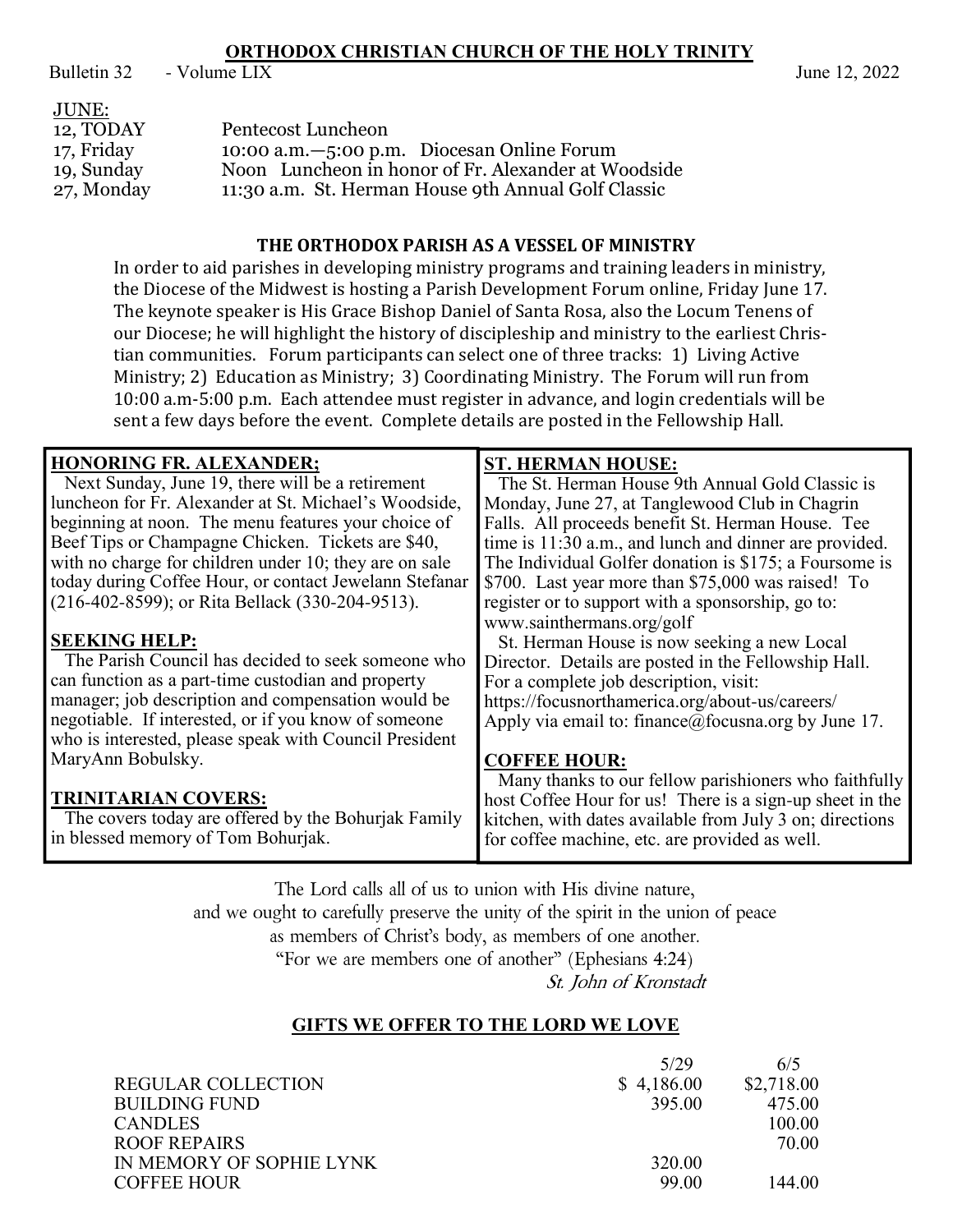# ORTHODOX CHRISTIAN CHURCH OF THE HOLY TRINITY

Bulletin 32 - Volume LIX June 12, 2022

JUNE:

| | |
|---|---|
| 12, TODAY | Pentecost Luncheon |
| 17, Friday | 10:00 a.m.—5:00 p.m. Diocesan Online Forum |
| 19, Sunday | Noon Luncheon in honor of Fr. Alexander at Woodside |
| 27, Monday | 11:30 a.m. St. Herman House 9th Annual Golf Classic |

## THE ORTHODOX PARISH AS A VESSEL OF MINISTRY

In order to aid parishes in developing ministry programs and training leaders in ministry, the Diocese of the Midwest is hosting a Parish Development Forum online, Friday June 17. The keynote speaker is His Grace Bishop Daniel of Santa Rosa, also the Locum Tenens of our Diocese; he will highlight the history of discipleship and ministry to the earliest Christian communities. Forum participants can select one of three tracks: 1) Living Active Ministry; 2) Education as Ministry; 3) Coordinating Ministry. The Forum will run from 10:00 a.m-5:00 p.m. Each attendee must register in advance, and login credentials will be sent a few days before the event. Complete details are posted in the Fellowship Hall.

### HONORING FR. ALEXANDER;

Next Sunday, June 19, there will be a retirement luncheon for Fr. Alexander at St. Michael's Woodside, beginning at noon. The menu features your choice of Beef Tips or Champagne Chicken. Tickets are $40, with no charge for children under 10; they are on sale today during Coffee Hour, or contact Jewelann Stefanar (216-402-8599); or Rita Bellack (330-204-9513).

### SEEKING HELP:

The Parish Council has decided to seek someone who can function as a part-time custodian and property manager; job description and compensation would be negotiable. If interested, or if you know of someone who is interested, please speak with Council President MaryAnn Bobulsky.

### TRINITARIAN COVERS:

The covers today are offered by the Bohurjak Family in blessed memory of Tom Bohurjak.

### ST. HERMAN HOUSE:

The St. Herman House 9th Annual Gold Classic is Monday, June 27, at Tanglewood Club in Chagrin Falls. All proceeds benefit St. Herman House. Tee time is 11:30 a.m., and lunch and dinner are provided. The Individual Golfer donation is $175; a Foursome is $700. Last year more than $75,000 was raised! To register or to support with a sponsorship, go to: www.sainthermans.org/golf

St. Herman House is now seeking a new Local Director. Details are posted in the Fellowship Hall. For a complete job description, visit: https://focusnorthamerica.org/about-us/careers/ Apply via email to: finance@focusna.org by June 17.

### COFFEE HOUR:

Many thanks to our fellow parishioners who faithfully host Coffee Hour for us! There is a sign-up sheet in the kitchen, with dates available from July 3 on; directions for coffee machine, etc. are provided as well.

The Lord calls all of us to union with His divine nature,
and we ought to carefully preserve the unity of the spirit in the union of peace
as members of Christ's body, as members of one another.
"For we are members one of another" (Ephesians 4:24)

*St. John of Kronstadt*

## GIFTS WE OFFER TO THE LORD WE LOVE

| | 5/29 | 6/5 |
|---|---|---|
| REGULAR COLLECTION | $ 4,186.00 | $2,718.00 |
| BUILDING FUND | 395.00 | 475.00 |
| CANDLES | | 100.00 |
| ROOF REPAIRS | | 70.00 |
| IN MEMORY OF SOPHIE LYNK | 320.00 | |
| COFFEE HOUR | 99.00 | 144.00 |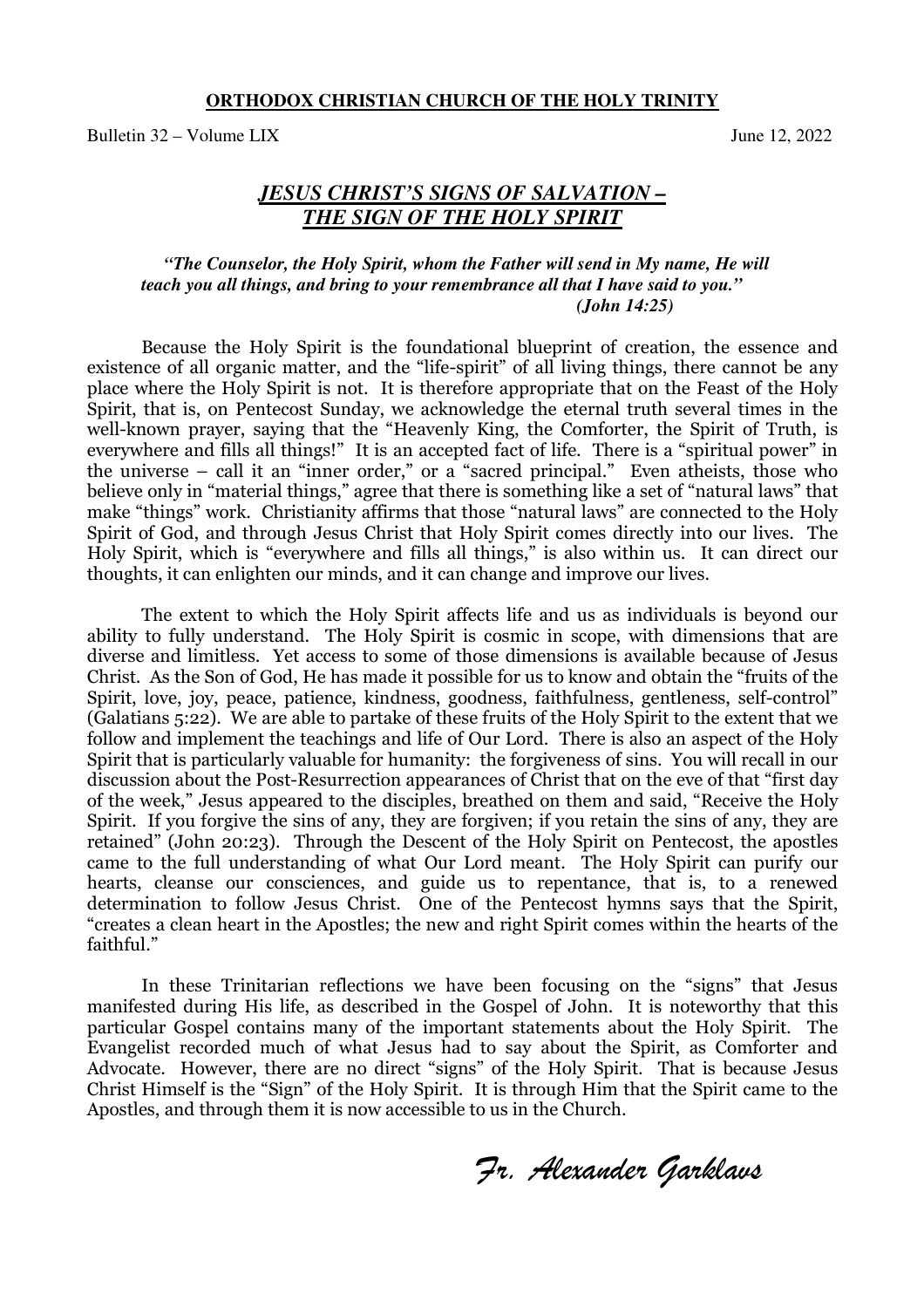**ORTHODOX CHRISTIAN CHURCH OF THE HOLY TRINITY**

Bulletin 32 – Volume LIX June 12, 2022

## ***JESUS CHRIST'S SIGNS OF SALVATION –***
## ***THE SIGN OF THE HOLY SPIRIT***

***"The Counselor, the Holy Spirit, whom the Father will send in My name, He will teach you all things, and bring to your remembrance all that I have said to you."***
***(John 14:25)***

Because the Holy Spirit is the foundational blueprint of creation, the essence and existence of all organic matter, and the "life-spirit" of all living things, there cannot be any place where the Holy Spirit is not. It is therefore appropriate that on the Feast of the Holy Spirit, that is, on Pentecost Sunday, we acknowledge the eternal truth several times in the well-known prayer, saying that the "Heavenly King, the Comforter, the Spirit of Truth, is everywhere and fills all things!" It is an accepted fact of life. There is a "spiritual power" in the universe – call it an "inner order," or a "sacred principal." Even atheists, those who believe only in "material things," agree that there is something like a set of "natural laws" that make "things" work. Christianity affirms that those "natural laws" are connected to the Holy Spirit of God, and through Jesus Christ that Holy Spirit comes directly into our lives. The Holy Spirit, which is "everywhere and fills all things," is also within us. It can direct our thoughts, it can enlighten our minds, and it can change and improve our lives.

The extent to which the Holy Spirit affects life and us as individuals is beyond our ability to fully understand. The Holy Spirit is cosmic in scope, with dimensions that are diverse and limitless. Yet access to some of those dimensions is available because of Jesus Christ. As the Son of God, He has made it possible for us to know and obtain the "fruits of the Spirit, love, joy, peace, patience, kindness, goodness, faithfulness, gentleness, self-control" (Galatians 5:22). We are able to partake of these fruits of the Holy Spirit to the extent that we follow and implement the teachings and life of Our Lord. There is also an aspect of the Holy Spirit that is particularly valuable for humanity: the forgiveness of sins. You will recall in our discussion about the Post-Resurrection appearances of Christ that on the eve of that "first day of the week," Jesus appeared to the disciples, breathed on them and said, "Receive the Holy Spirit. If you forgive the sins of any, they are forgiven; if you retain the sins of any, they are retained" (John 20:23). Through the Descent of the Holy Spirit on Pentecost, the apostles came to the full understanding of what Our Lord meant. The Holy Spirit can purify our hearts, cleanse our consciences, and guide us to repentance, that is, to a renewed determination to follow Jesus Christ. One of the Pentecost hymns says that the Spirit, "creates a clean heart in the Apostles; the new and right Spirit comes within the hearts of the faithful."

In these Trinitarian reflections we have been focusing on the "signs" that Jesus manifested during His life, as described in the Gospel of John. It is noteworthy that this particular Gospel contains many of the important statements about the Holy Spirit. The Evangelist recorded much of what Jesus had to say about the Spirit, as Comforter and Advocate. However, there are no direct "signs" of the Holy Spirit. That is because Jesus Christ Himself is the "Sign" of the Holy Spirit. It is through Him that the Spirit came to the Apostles, and through them it is now accessible to us in the Church.

*Fr. Alexander Garklavs*